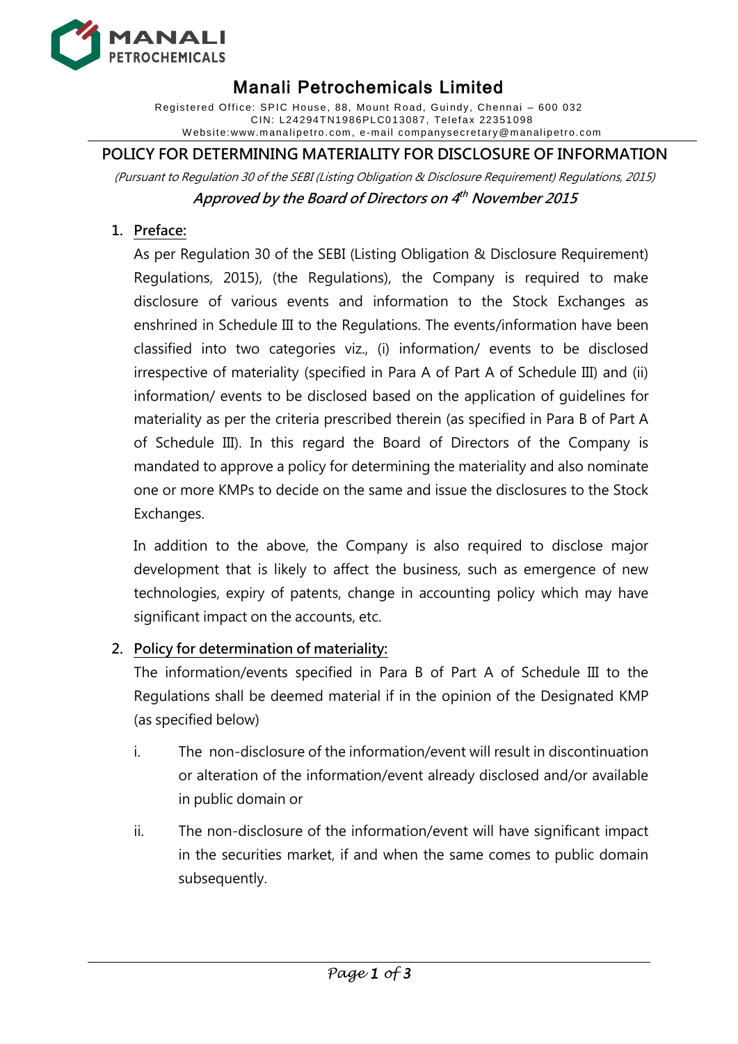# Manali Petrochemicals Limited

Registered Office: SPIC House, 88, Mount Road, Guindy, Chennai – 600 032
CIN: L24294TN1986PLC013087, Telefax 22351098
Website:www.manalipetro.com, e-mail companysecretary@manalipetro.com

## POLICY FOR DETERMINING MATERIALITY FOR DISCLOSURE OF INFORMATION

*(Pursuant to Regulation 30 of the SEBI (Listing Obligation & Disclosure Requirement) Regulations, 2015)*

***Approved by the Board of Directors on 4th November 2015***

1. **Preface:**

   As per Regulation 30 of the SEBI (Listing Obligation & Disclosure Requirement) Regulations, 2015), (the Regulations), the Company is required to make disclosure of various events and information to the Stock Exchanges as enshrined in Schedule III to the Regulations. The events/information have been classified into two categories viz., (i) information/ events to be disclosed irrespective of materiality (specified in Para A of Part A of Schedule III) and (ii) information/ events to be disclosed based on the application of guidelines for materiality as per the criteria prescribed therein (as specified in Para B of Part A of Schedule III). In this regard the Board of Directors of the Company is mandated to approve a policy for determining the materiality and also nominate one or more KMPs to decide on the same and issue the disclosures to the Stock Exchanges.

   In addition to the above, the Company is also required to disclose major development that is likely to affect the business, such as emergence of new technologies, expiry of patents, change in accounting policy which may have significant impact on the accounts, etc.

2. **Policy for determination of materiality:**

   The information/events specified in Para B of Part A of Schedule III to the Regulations shall be deemed material if in the opinion of the Designated KMP (as specified below)

   i. The non-disclosure of the information/event will result in discontinuation or alteration of the information/event already disclosed and/or available in public domain or

   ii. The non-disclosure of the information/event will have significant impact in the securities market, if and when the same comes to public domain subsequently.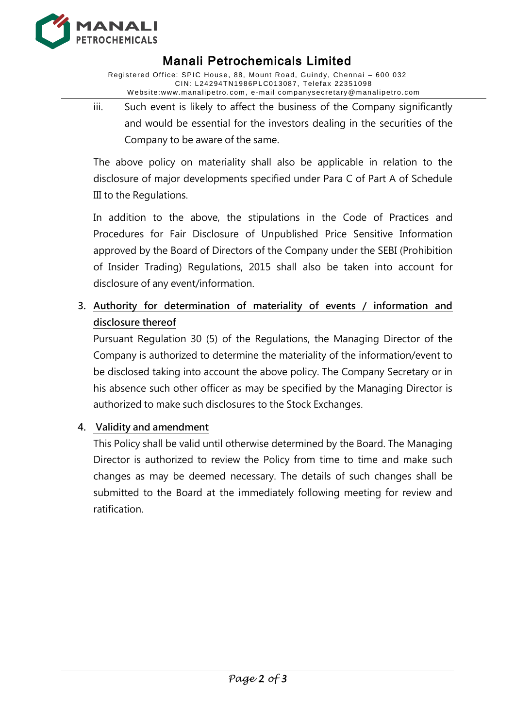iii. Such event is likely to affect the business of the Company significantly and would be essential for the investors dealing in the securities of the Company to be aware of the same.

The above policy on materiality shall also be applicable in relation to the disclosure of major developments specified under Para C of Part A of Schedule III to the Regulations.

In addition to the above, the stipulations in the Code of Practices and Procedures for Fair Disclosure of Unpublished Price Sensitive Information approved by the Board of Directors of the Company under the SEBI (Prohibition of Insider Trading) Regulations, 2015 shall also be taken into account for disclosure of any event/information.

3. **Authority for determination of materiality of events / information and disclosure thereof**

   Pursuant Regulation 30 (5) of the Regulations, the Managing Director of the Company is authorized to determine the materiality of the information/event to be disclosed taking into account the above policy. The Company Secretary or in his absence such other officer as may be specified by the Managing Director is authorized to make such disclosures to the Stock Exchanges.

4. **Validity and amendment**

   This Policy shall be valid until otherwise determined by the Board. The Managing Director is authorized to review the Policy from time to time and make such changes as may be deemed necessary. The details of such changes shall be submitted to the Board at the immediately following meeting for review and ratification.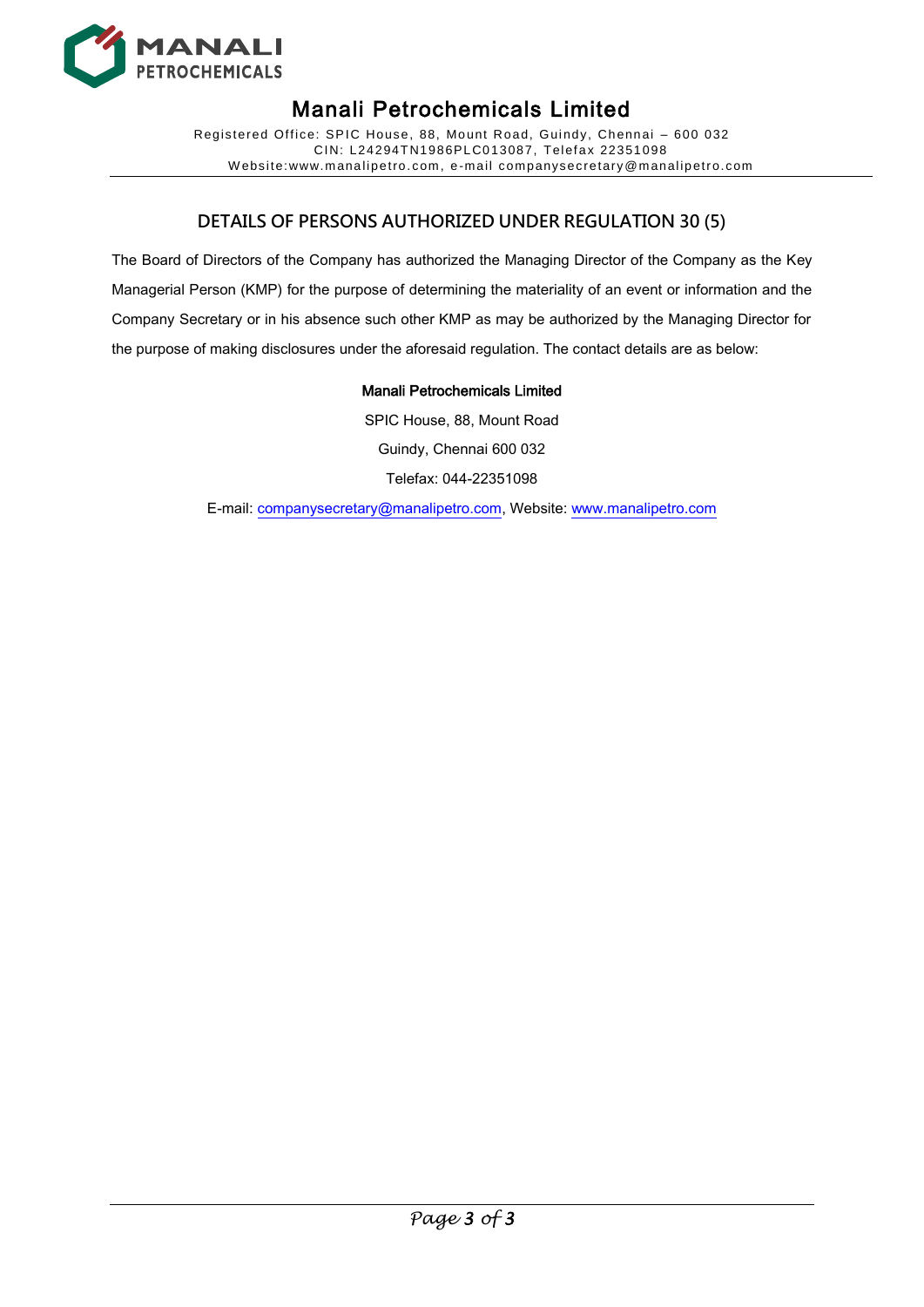# Manali Petrochemicals Limited

Registered Office: SPIC House, 88, Mount Road, Guindy, Chennai – 600 032
CIN: L24294TN1986PLC013087, Telefax 22351098
Website:www.manalipetro.com, e-mail companysecretary@manalipetro.com

## DETAILS OF PERSONS AUTHORIZED UNDER REGULATION 30 (5)

The Board of Directors of the Company has authorized the Managing Director of the Company as the Key Managerial Person (KMP) for the purpose of determining the materiality of an event or information and the Company Secretary or in his absence such other KMP as may be authorized by the Managing Director for the purpose of making disclosures under the aforesaid regulation. The contact details are as below:

**Manali Petrochemicals Limited**

SPIC House, 88, Mount Road

Guindy, Chennai 600 032

Telefax: 044-22351098

E-mail: companysecretary@manalipetro.com, Website: www.manalipetro.com